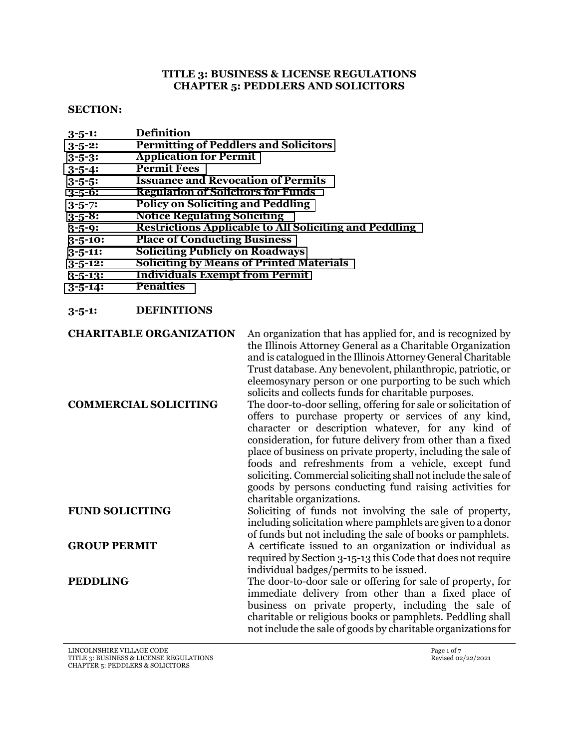**TITLE 3: BUSINESS & LICENSE REGULATIONS**
**CHAPTER 5: PEDDLERS AND SOLICITORS**

**SECTION:**

| | |
|---|---|
| **3-5-1:** | **Definition** |
| **3-5-2:** | **Permitting of Peddlers and Solicitors** |
| **3-5-3:** | **Application for Permit** |
| **3-5-4:** | **Permit Fees** |
| **3-5-5:** | **Issuance and Revocation of Permits** |
| **3-5-6:** | **Regulation of Solicitors for Funds** |
| **3-5-7:** | **Policy on Soliciting and Peddling** |
| **3-5-8:** | **Notice Regulating Soliciting** |
| **3-5-9:** | **Restrictions Applicable to All Soliciting and Peddling** |
| **3-5-10:** | **Place of Conducting Business** |
| **3-5-11:** | **Soliciting Publicly on Roadways** |
| **3-5-12:** | **Soliciting by Means of Printed Materials** |
| **3-5-13:** | **Individuals Exempt from Permit** |
| **3-5-14:** | **Penalties** |

**3-5-1: DEFINITIONS**

**CHARITABLE ORGANIZATION** An organization that has applied for, and is recognized by the Illinois Attorney General as a Charitable Organization and is catalogued in the Illinois Attorney General Charitable Trust database. Any benevolent, philanthropic, patriotic, or eleemosynary person or one purporting to be such which solicits and collects funds for charitable purposes.

**COMMERCIAL SOLICITING** The door-to-door selling, offering for sale or solicitation of offers to purchase property or services of any kind, character or description whatever, for any kind of consideration, for future delivery from other than a fixed place of business on private property, including the sale of foods and refreshments from a vehicle, except fund soliciting. Commercial soliciting shall not include the sale of goods by persons conducting fund raising activities for charitable organizations.

**FUND SOLICITING** Soliciting of funds not involving the sale of property, including solicitation where pamphlets are given to a donor of funds but not including the sale of books or pamphlets.

**GROUP PERMIT** A certificate issued to an organization or individual as required by Section 3-15-13 this Code that does not require individual badges/permits to be issued.

**PEDDLING** The door-to-door sale or offering for sale of property, for immediate delivery from other than a fixed place of business on private property, including the sale of charitable or religious books or pamphlets. Peddling shall not include the sale of goods by charitable organizations for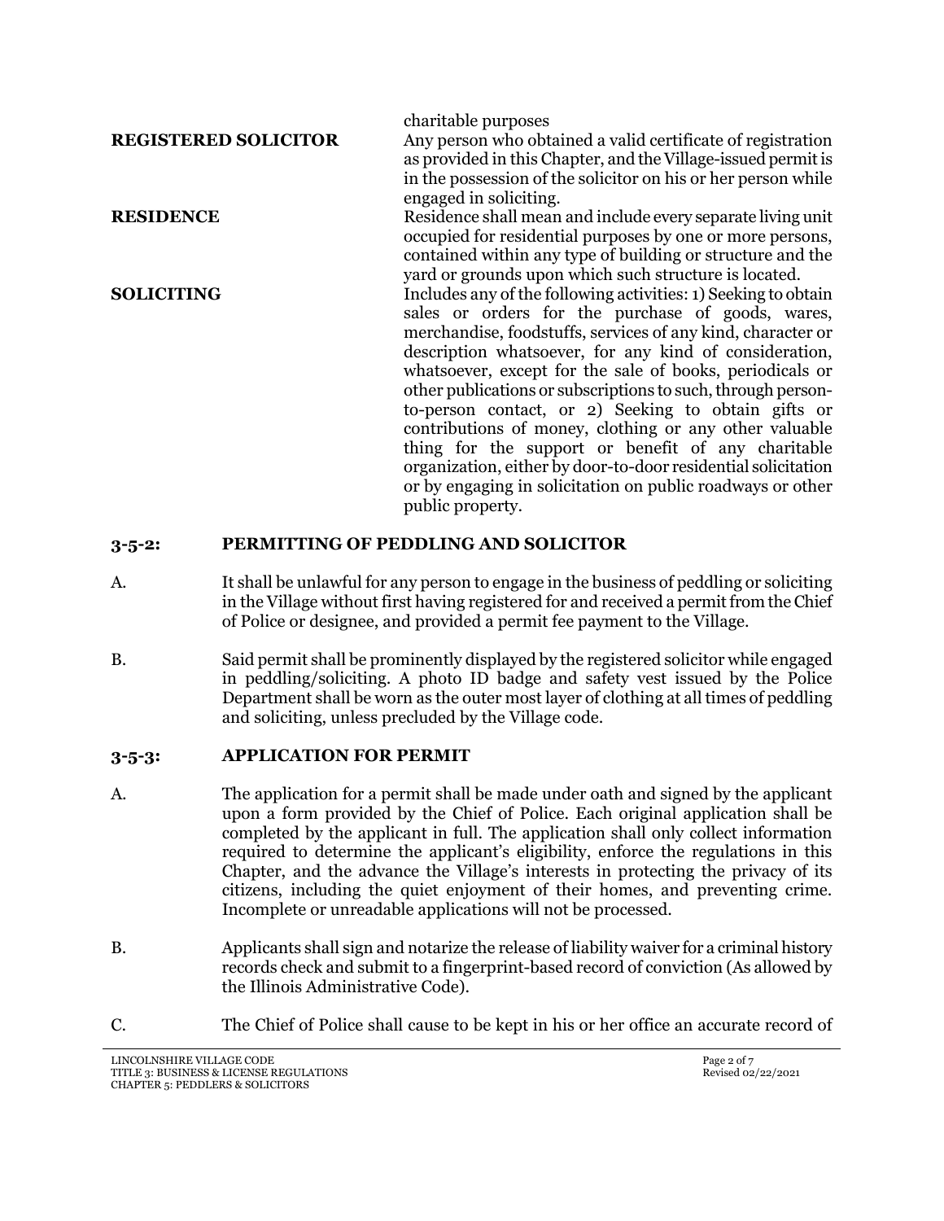| | |
|---|---|
| | charitable purposes |
| **REGISTERED SOLICITOR** | Any person who obtained a valid certificate of registration as provided in this Chapter, and the Village-issued permit is in the possession of the solicitor on his or her person while engaged in soliciting. |
| **RESIDENCE** | Residence shall mean and include every separate living unit occupied for residential purposes by one or more persons, contained within any type of building or structure and the yard or grounds upon which such structure is located. |
| **SOLICITING** | Includes any of the following activities: 1) Seeking to obtain sales or orders for the purchase of goods, wares, merchandise, foodstuffs, services of any kind, character or description whatsoever, for any kind of consideration, whatsoever, except for the sale of books, periodicals or other publications or subscriptions to such, through person-to-person contact, or 2) Seeking to obtain gifts or contributions of money, clothing or any other valuable thing for the support or benefit of any charitable organization, either by door-to-door residential solicitation or by engaging in solicitation on public roadways or other public property. |

## 3-5-2: PERMITTING OF PEDDLING AND SOLICITOR

A. It shall be unlawful for any person to engage in the business of peddling or soliciting in the Village without first having registered for and received a permit from the Chief of Police or designee, and provided a permit fee payment to the Village.

B. Said permit shall be prominently displayed by the registered solicitor while engaged in peddling/soliciting. A photo ID badge and safety vest issued by the Police Department shall be worn as the outer most layer of clothing at all times of peddling and soliciting, unless precluded by the Village code.

## 3-5-3: APPLICATION FOR PERMIT

A. The application for a permit shall be made under oath and signed by the applicant upon a form provided by the Chief of Police. Each original application shall be completed by the applicant in full. The application shall only collect information required to determine the applicant's eligibility, enforce the regulations in this Chapter, and the advance the Village's interests in protecting the privacy of its citizens, including the quiet enjoyment of their homes, and preventing crime. Incomplete or unreadable applications will not be processed.

B. Applicants shall sign and notarize the release of liability waiver for a criminal history records check and submit to a fingerprint-based record of conviction (As allowed by the Illinois Administrative Code).

C. The Chief of Police shall cause to be kept in his or her office an accurate record of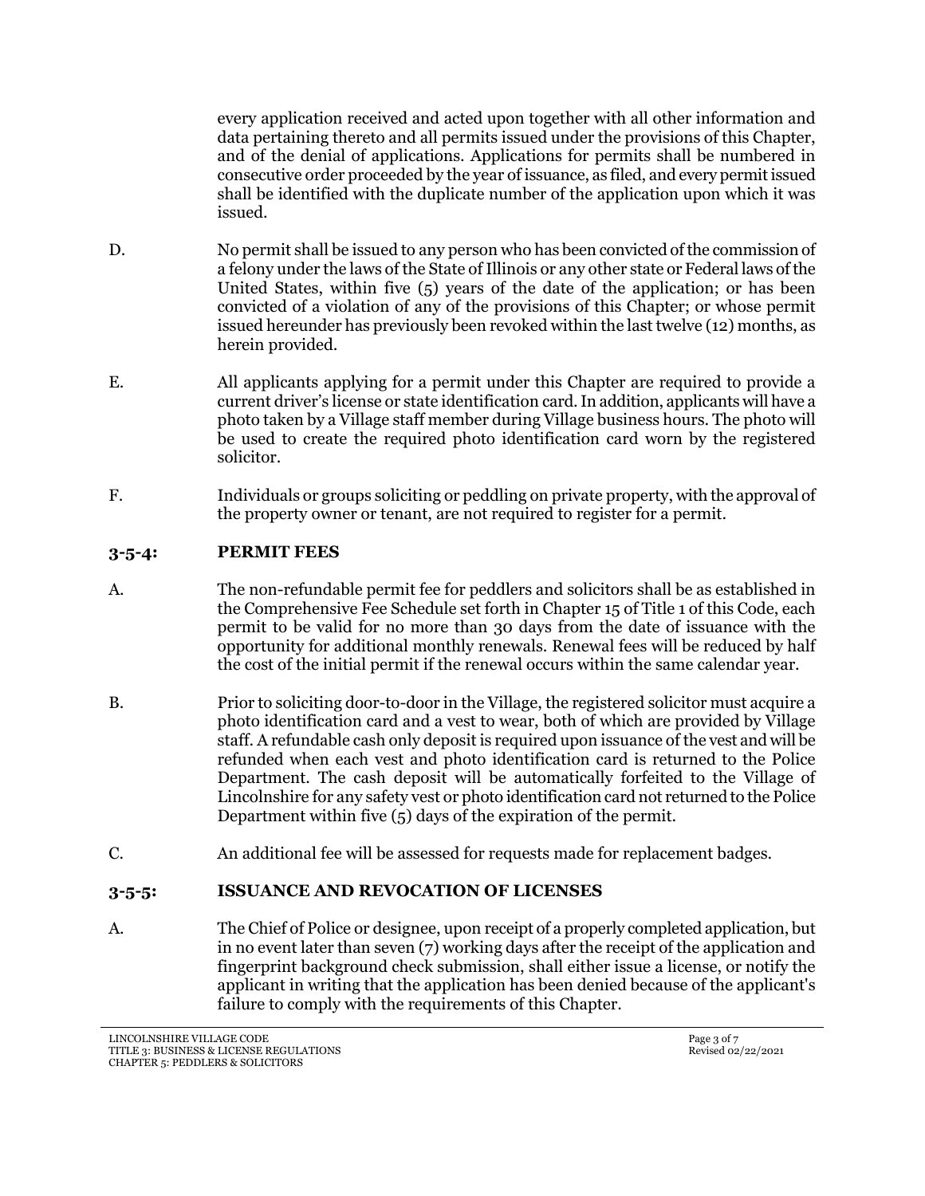every application received and acted upon together with all other information and data pertaining thereto and all permits issued under the provisions of this Chapter, and of the denial of applications. Applications for permits shall be numbered in consecutive order proceeded by the year of issuance, as filed, and every permit issued shall be identified with the duplicate number of the application upon which it was issued.

D. No permit shall be issued to any person who has been convicted of the commission of a felony under the laws of the State of Illinois or any other state or Federal laws of the United States, within five (5) years of the date of the application; or has been convicted of a violation of any of the provisions of this Chapter; or whose permit issued hereunder has previously been revoked within the last twelve (12) months, as herein provided.

E. All applicants applying for a permit under this Chapter are required to provide a current driver's license or state identification card. In addition, applicants will have a photo taken by a Village staff member during Village business hours. The photo will be used to create the required photo identification card worn by the registered solicitor.

F. Individuals or groups soliciting or peddling on private property, with the approval of the property owner or tenant, are not required to register for a permit.

## 3-5-4: PERMIT FEES

A. The non-refundable permit fee for peddlers and solicitors shall be as established in the Comprehensive Fee Schedule set forth in Chapter 15 of Title 1 of this Code, each permit to be valid for no more than 30 days from the date of issuance with the opportunity for additional monthly renewals. Renewal fees will be reduced by half the cost of the initial permit if the renewal occurs within the same calendar year.

B. Prior to soliciting door-to-door in the Village, the registered solicitor must acquire a photo identification card and a vest to wear, both of which are provided by Village staff. A refundable cash only deposit is required upon issuance of the vest and will be refunded when each vest and photo identification card is returned to the Police Department. The cash deposit will be automatically forfeited to the Village of Lincolnshire for any safety vest or photo identification card not returned to the Police Department within five (5) days of the expiration of the permit.

C. An additional fee will be assessed for requests made for replacement badges.

## 3-5-5: ISSUANCE AND REVOCATION OF LICENSES

A. The Chief of Police or designee, upon receipt of a properly completed application, but in no event later than seven (7) working days after the receipt of the application and fingerprint background check submission, shall either issue a license, or notify the applicant in writing that the application has been denied because of the applicant's failure to comply with the requirements of this Chapter.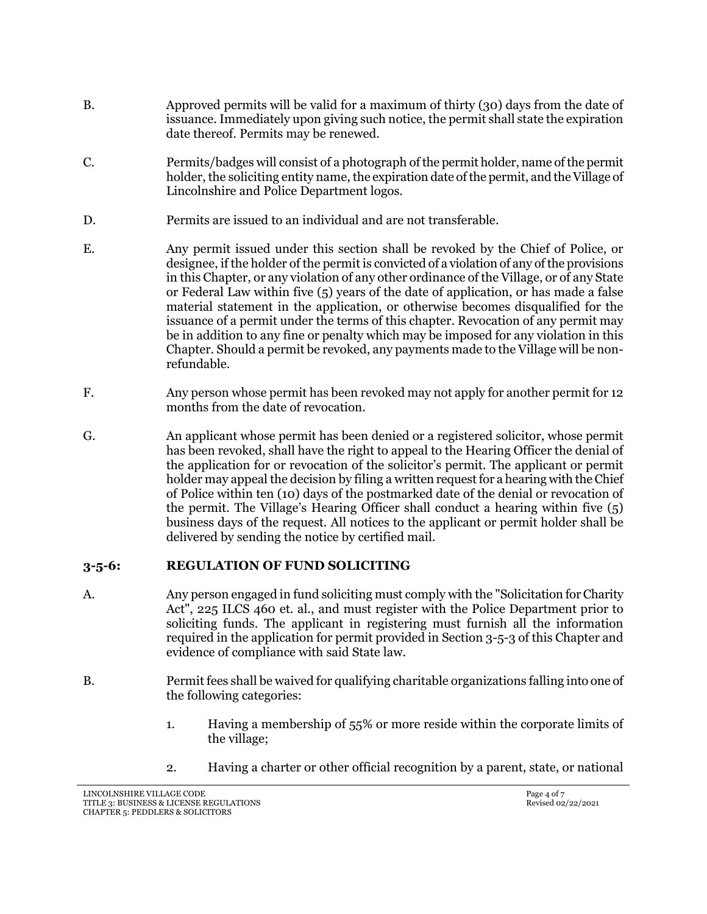B. Approved permits will be valid for a maximum of thirty (30) days from the date of issuance. Immediately upon giving such notice, the permit shall state the expiration date thereof. Permits may be renewed.

C. Permits/badges will consist of a photograph of the permit holder, name of the permit holder, the soliciting entity name, the expiration date of the permit, and the Village of Lincolnshire and Police Department logos.

D. Permits are issued to an individual and are not transferable.

E. Any permit issued under this section shall be revoked by the Chief of Police, or designee, if the holder of the permit is convicted of a violation of any of the provisions in this Chapter, or any violation of any other ordinance of the Village, or of any State or Federal Law within five (5) years of the date of application, or has made a false material statement in the application, or otherwise becomes disqualified for the issuance of a permit under the terms of this chapter. Revocation of any permit may be in addition to any fine or penalty which may be imposed for any violation in this Chapter. Should a permit be revoked, any payments made to the Village will be non-refundable.

F. Any person whose permit has been revoked may not apply for another permit for 12 months from the date of revocation.

G. An applicant whose permit has been denied or a registered solicitor, whose permit has been revoked, shall have the right to appeal to the Hearing Officer the denial of the application for or revocation of the solicitor's permit. The applicant or permit holder may appeal the decision by filing a written request for a hearing with the Chief of Police within ten (10) days of the postmarked date of the denial or revocation of the permit. The Village's Hearing Officer shall conduct a hearing within five (5) business days of the request. All notices to the applicant or permit holder shall be delivered by sending the notice by certified mail.

## 3-5-6: REGULATION OF FUND SOLICITING

A. Any person engaged in fund soliciting must comply with the "Solicitation for Charity Act", 225 ILCS 460 et. al., and must register with the Police Department prior to soliciting funds. The applicant in registering must furnish all the information required in the application for permit provided in Section 3-5-3 of this Chapter and evidence of compliance with said State law.

B. Permit fees shall be waived for qualifying charitable organizations falling into one of the following categories:

1. Having a membership of 55% or more reside within the corporate limits of the village;

2. Having a charter or other official recognition by a parent, state, or national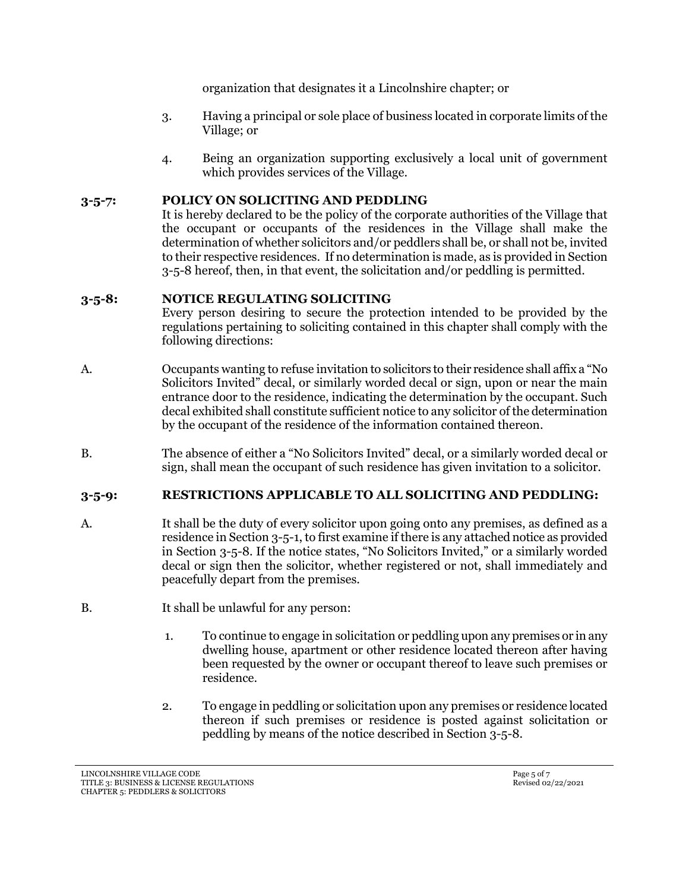organization that designates it a Lincolnshire chapter; or

3. Having a principal or sole place of business located in corporate limits of the Village; or

4. Being an organization supporting exclusively a local unit of government which provides services of the Village.

**3-5-7: POLICY ON SOLICITING AND PEDDLING**

It is hereby declared to be the policy of the corporate authorities of the Village that the occupant or occupants of the residences in the Village shall make the determination of whether solicitors and/or peddlers shall be, or shall not be, invited to their respective residences. If no determination is made, as is provided in Section 3-5-8 hereof, then, in that event, the solicitation and/or peddling is permitted.

**3-5-8: NOTICE REGULATING SOLICITING**

Every person desiring to secure the protection intended to be provided by the regulations pertaining to soliciting contained in this chapter shall comply with the following directions:

A. Occupants wanting to refuse invitation to solicitors to their residence shall affix a "No Solicitors Invited" decal, or similarly worded decal or sign, upon or near the main entrance door to the residence, indicating the determination by the occupant. Such decal exhibited shall constitute sufficient notice to any solicitor of the determination by the occupant of the residence of the information contained thereon.

B. The absence of either a "No Solicitors Invited" decal, or a similarly worded decal or sign, shall mean the occupant of such residence has given invitation to a solicitor.

**3-5-9: RESTRICTIONS APPLICABLE TO ALL SOLICITING AND PEDDLING:**

A. It shall be the duty of every solicitor upon going onto any premises, as defined as a residence in Section 3-5-1, to first examine if there is any attached notice as provided in Section 3-5-8. If the notice states, "No Solicitors Invited," or a similarly worded decal or sign then the solicitor, whether registered or not, shall immediately and peacefully depart from the premises.

B. It shall be unlawful for any person:

1. To continue to engage in solicitation or peddling upon any premises or in any dwelling house, apartment or other residence located thereon after having been requested by the owner or occupant thereof to leave such premises or residence.

2. To engage in peddling or solicitation upon any premises or residence located thereon if such premises or residence is posted against solicitation or peddling by means of the notice described in Section 3-5-8.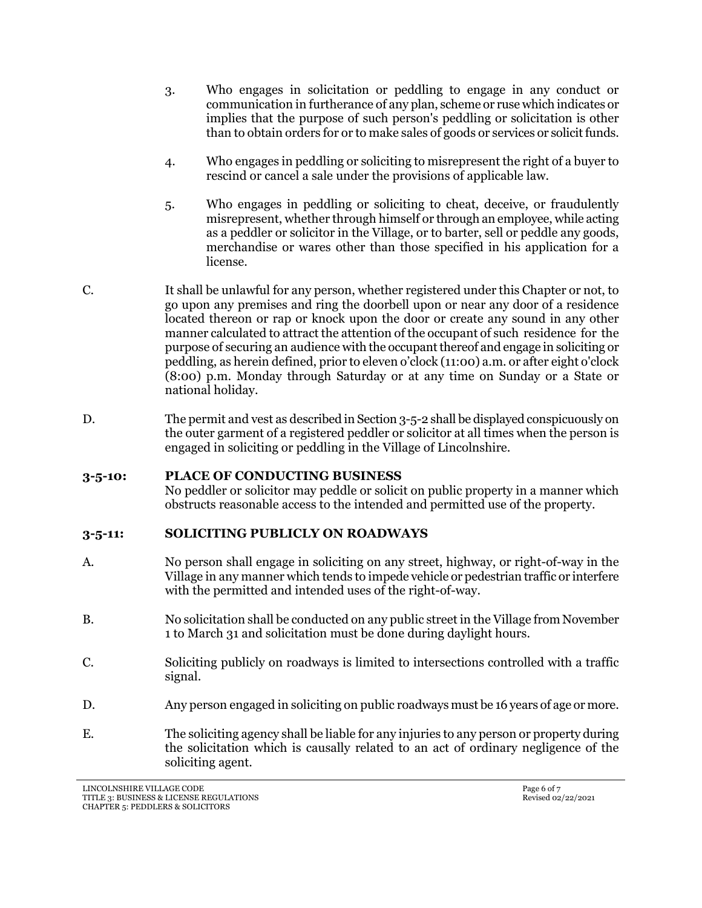3. Who engages in solicitation or peddling to engage in any conduct or communication in furtherance of any plan, scheme or ruse which indicates or implies that the purpose of such person's peddling or solicitation is other than to obtain orders for or to make sales of goods or services or solicit funds.

4. Who engages in peddling or soliciting to misrepresent the right of a buyer to rescind or cancel a sale under the provisions of applicable law.

5. Who engages in peddling or soliciting to cheat, deceive, or fraudulently misrepresent, whether through himself or through an employee, while acting as a peddler or solicitor in the Village, or to barter, sell or peddle any goods, merchandise or wares other than those specified in his application for a license.

C. It shall be unlawful for any person, whether registered under this Chapter or not, to go upon any premises and ring the doorbell upon or near any door of a residence located thereon or rap or knock upon the door or create any sound in any other manner calculated to attract the attention of the occupant of such residence for the purpose of securing an audience with the occupant thereof and engage in soliciting or peddling, as herein defined, prior to eleven o'clock (11:00) a.m. or after eight o'clock (8:00) p.m. Monday through Saturday or at any time on Sunday or a State or national holiday.

D. The permit and vest as described in Section 3-5-2 shall be displayed conspicuously on the outer garment of a registered peddler or solicitor at all times when the person is engaged in soliciting or peddling in the Village of Lincolnshire.

## 3-5-10: PLACE OF CONDUCTING BUSINESS

No peddler or solicitor may peddle or solicit on public property in a manner which obstructs reasonable access to the intended and permitted use of the property.

## 3-5-11: SOLICITING PUBLICLY ON ROADWAYS

A. No person shall engage in soliciting on any street, highway, or right-of-way in the Village in any manner which tends to impede vehicle or pedestrian traffic or interfere with the permitted and intended uses of the right-of-way.

B. No solicitation shall be conducted on any public street in the Village from November 1 to March 31 and solicitation must be done during daylight hours.

C. Soliciting publicly on roadways is limited to intersections controlled with a traffic signal.

D. Any person engaged in soliciting on public roadways must be 16 years of age or more.

E. The soliciting agency shall be liable for any injuries to any person or property during the solicitation which is causally related to an act of ordinary negligence of the soliciting agent.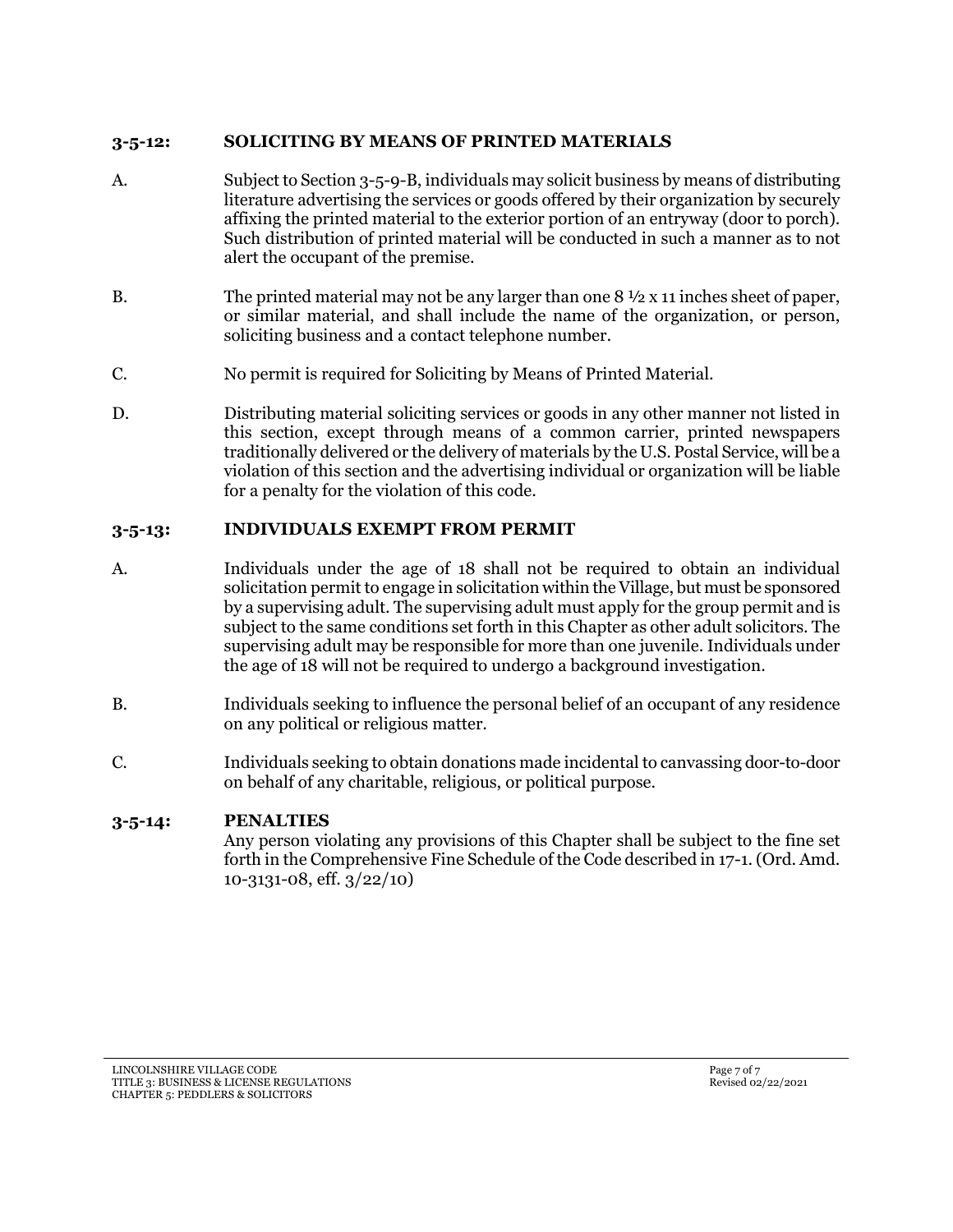## 3-5-12: SOLICITING BY MEANS OF PRINTED MATERIALS

A. Subject to Section 3-5-9-B, individuals may solicit business by means of distributing literature advertising the services or goods offered by their organization by securely affixing the printed material to the exterior portion of an entryway (door to porch). Such distribution of printed material will be conducted in such a manner as to not alert the occupant of the premise.

B. The printed material may not be any larger than one 8 ½ x 11 inches sheet of paper, or similar material, and shall include the name of the organization, or person, soliciting business and a contact telephone number.

C. No permit is required for Soliciting by Means of Printed Material.

D. Distributing material soliciting services or goods in any other manner not listed in this section, except through means of a common carrier, printed newspapers traditionally delivered or the delivery of materials by the U.S. Postal Service, will be a violation of this section and the advertising individual or organization will be liable for a penalty for the violation of this code.

## 3-5-13: INDIVIDUALS EXEMPT FROM PERMIT

A. Individuals under the age of 18 shall not be required to obtain an individual solicitation permit to engage in solicitation within the Village, but must be sponsored by a supervising adult. The supervising adult must apply for the group permit and is subject to the same conditions set forth in this Chapter as other adult solicitors. The supervising adult may be responsible for more than one juvenile. Individuals under the age of 18 will not be required to undergo a background investigation.

B. Individuals seeking to influence the personal belief of an occupant of any residence on any political or religious matter.

C. Individuals seeking to obtain donations made incidental to canvassing door-to-door on behalf of any charitable, religious, or political purpose.

## 3-5-14: PENALTIES

Any person violating any provisions of this Chapter shall be subject to the fine set forth in the Comprehensive Fine Schedule of the Code described in 17-1. (Ord. Amd. 10-3131-08, eff. 3/22/10)